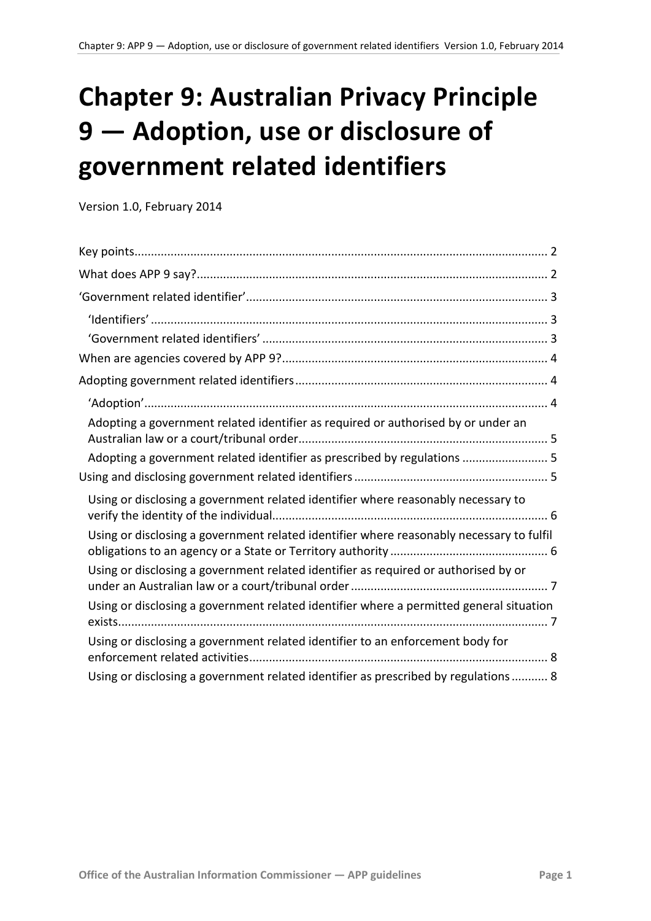# Chapter 9: Australian Privacy Principle 9 — Adoption, use or disclosure of government related identifiers

Version 1.0, February 2014

Key points ........................................................ 2
What does APP 9 say? ........................................................ 2
'Government related identifier' ........................................................ 3
  'Identifiers' ........................................................ 3
  'Government related identifiers' ........................................................ 3
When are agencies covered by APP 9? ........................................................ 4
Adopting government related identifiers ........................................................ 4
  'Adoption' ........................................................ 4
  Adopting a government related identifier as required or authorised by or under an Australian law or a court/tribunal order ........................................................ 5
  Adopting a government related identifier as prescribed by regulations ........................................................ 5
Using and disclosing government related identifiers ........................................................ 5
  Using or disclosing a government related identifier where reasonably necessary to verify the identity of the individual ........................................................ 6
  Using or disclosing a government related identifier where reasonably necessary to fulfil obligations to an agency or a State or Territory authority ........................................................ 6
  Using or disclosing a government related identifier as required or authorised by or under an Australian law or a court/tribunal order ........................................................ 7
  Using or disclosing a government related identifier where a permitted general situation exists ........................................................ 7
  Using or disclosing a government related identifier to an enforcement body for enforcement related activities ........................................................ 8
  Using or disclosing a government related identifier as prescribed by regulations ........................................................ 8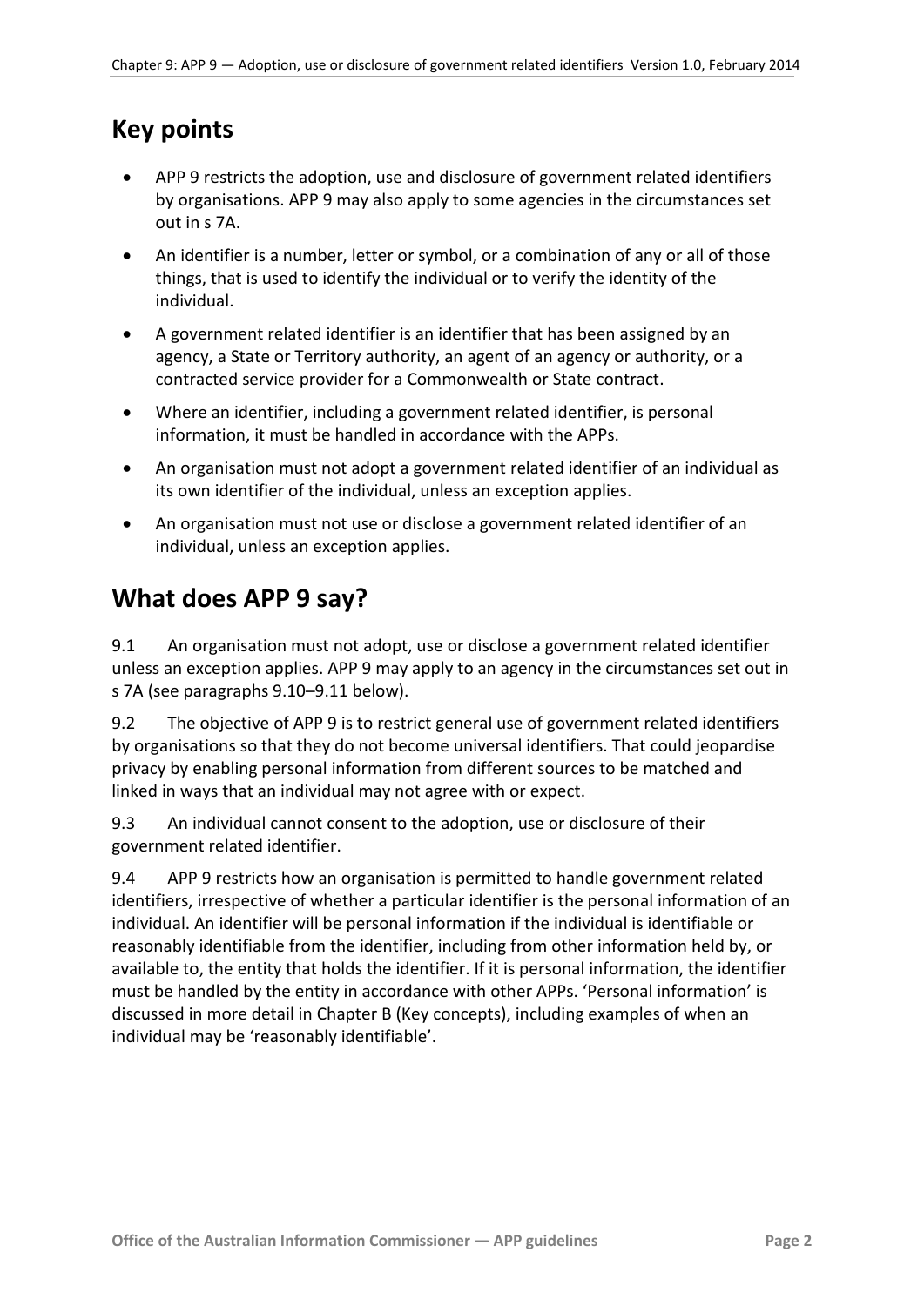## Key points

- APP 9 restricts the adoption, use and disclosure of government related identifiers by organisations. APP 9 may also apply to some agencies in the circumstances set out in s 7A.
- An identifier is a number, letter or symbol, or a combination of any or all of those things, that is used to identify the individual or to verify the identity of the individual.
- A government related identifier is an identifier that has been assigned by an agency, a State or Territory authority, an agent of an agency or authority, or a contracted service provider for a Commonwealth or State contract.
- Where an identifier, including a government related identifier, is personal information, it must be handled in accordance with the APPs.
- An organisation must not adopt a government related identifier of an individual as its own identifier of the individual, unless an exception applies.
- An organisation must not use or disclose a government related identifier of an individual, unless an exception applies.

## What does APP 9 say?

9.1 An organisation must not adopt, use or disclose a government related identifier unless an exception applies. APP 9 may apply to an agency in the circumstances set out in s 7A (see paragraphs 9.10–9.11 below).

9.2 The objective of APP 9 is to restrict general use of government related identifiers by organisations so that they do not become universal identifiers. That could jeopardise privacy by enabling personal information from different sources to be matched and linked in ways that an individual may not agree with or expect.

9.3 An individual cannot consent to the adoption, use or disclosure of their government related identifier.

9.4 APP 9 restricts how an organisation is permitted to handle government related identifiers, irrespective of whether a particular identifier is the personal information of an individual. An identifier will be personal information if the individual is identifiable or reasonably identifiable from the identifier, including from other information held by, or available to, the entity that holds the identifier. If it is personal information, the identifier must be handled by the entity in accordance with other APPs. 'Personal information' is discussed in more detail in Chapter B (Key concepts), including examples of when an individual may be 'reasonably identifiable'.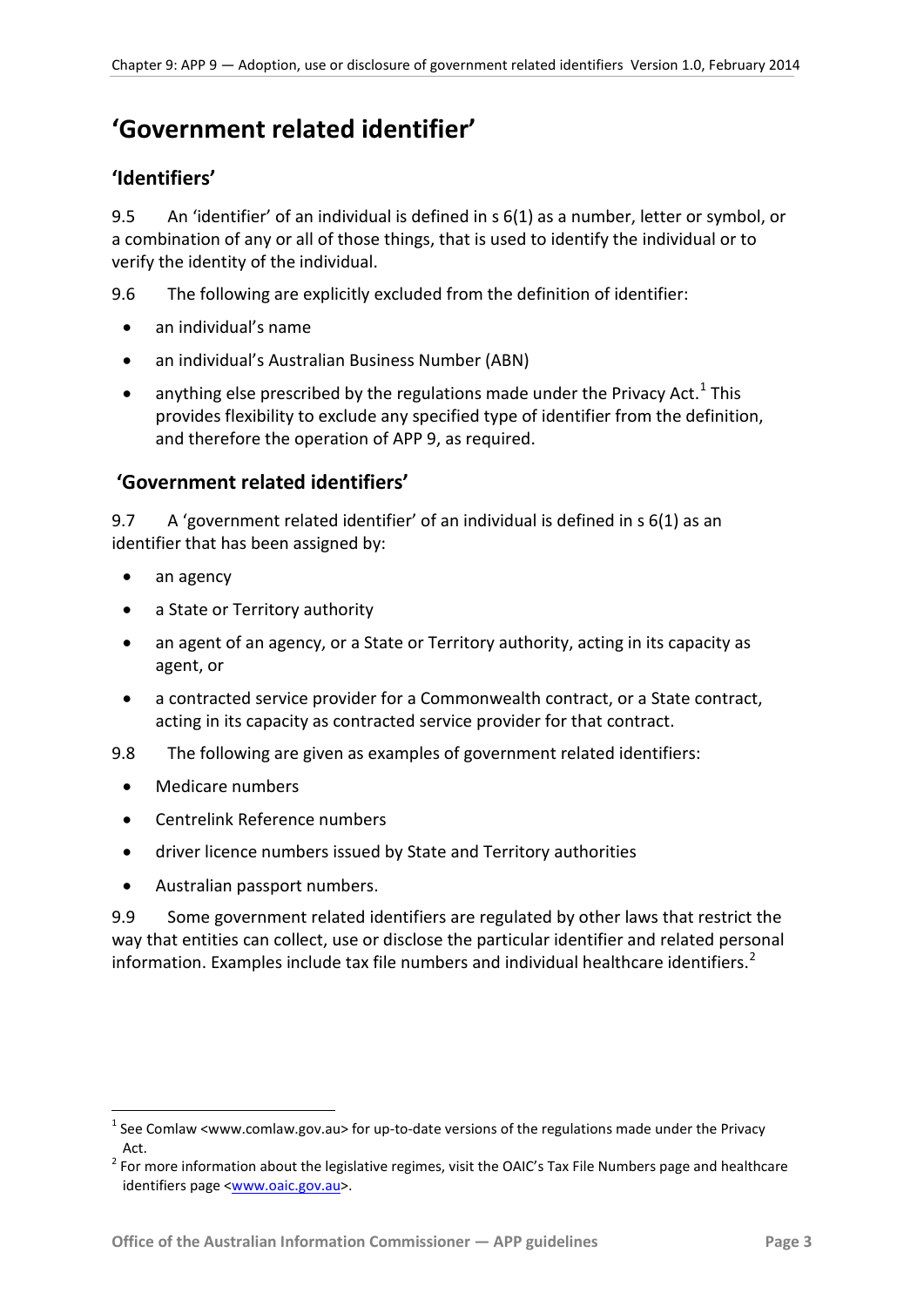# 'Government related identifier'

## 'Identifiers'

9.5 An 'identifier' of an individual is defined in s 6(1) as a number, letter or symbol, or a combination of any or all of those things, that is used to identify the individual or to verify the identity of the individual.

9.6 The following are explicitly excluded from the definition of identifier:

- an individual's name
- an individual's Australian Business Number (ABN)
- anything else prescribed by the regulations made under the Privacy Act.[1] This provides flexibility to exclude any specified type of identifier from the definition, and therefore the operation of APP 9, as required.

## 'Government related identifiers'

9.7 A 'government related identifier' of an individual is defined in s 6(1) as an identifier that has been assigned by:

- an agency
- a State or Territory authority
- an agent of an agency, or a State or Territory authority, acting in its capacity as agent, or
- a contracted service provider for a Commonwealth contract, or a State contract, acting in its capacity as contracted service provider for that contract.

9.8 The following are given as examples of government related identifiers:

- Medicare numbers
- Centrelink Reference numbers
- driver licence numbers issued by State and Territory authorities
- Australian passport numbers.

9.9 Some government related identifiers are regulated by other laws that restrict the way that entities can collect, use or disclose the particular identifier and related personal information. Examples include tax file numbers and individual healthcare identifiers.[2]

---

[1] See Comlaw <www.comlaw.gov.au> for up-to-date versions of the regulations made under the Privacy Act.

[2] For more information about the legislative regimes, visit the OAIC's Tax File Numbers page and healthcare identifiers page <www.oaic.gov.au>.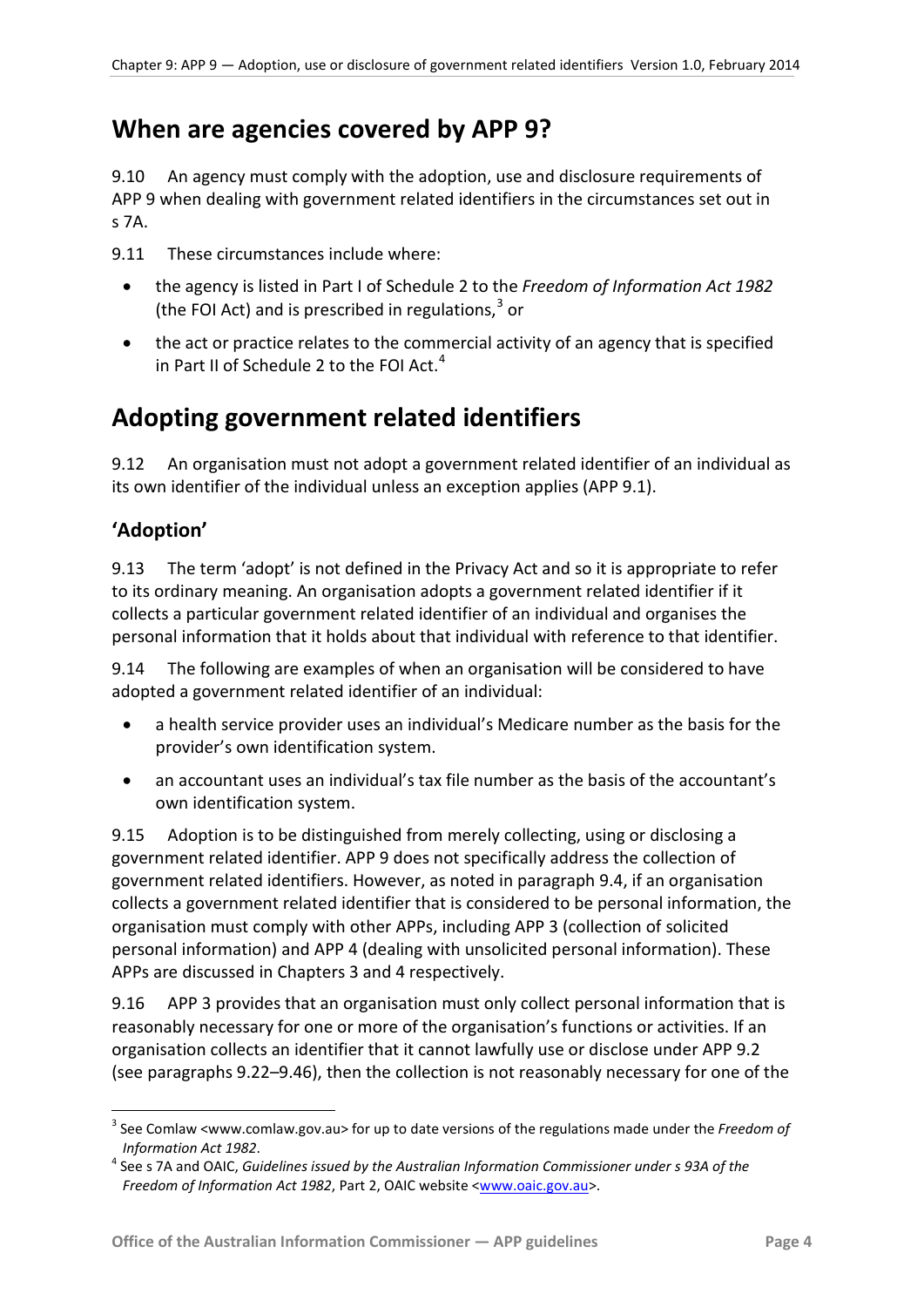## When are agencies covered by APP 9?

9.10 An agency must comply with the adoption, use and disclosure requirements of APP 9 when dealing with government related identifiers in the circumstances set out in s 7A.

9.11 These circumstances include where:

- the agency is listed in Part I of Schedule 2 to the *Freedom of Information Act 1982* (the FOI Act) and is prescribed in regulations,[3] or
- the act or practice relates to the commercial activity of an agency that is specified in Part II of Schedule 2 to the FOI Act.[4]

## Adopting government related identifiers

9.12 An organisation must not adopt a government related identifier of an individual as its own identifier of the individual unless an exception applies (APP 9.1).

### 'Adoption'

9.13 The term 'adopt' is not defined in the Privacy Act and so it is appropriate to refer to its ordinary meaning. An organisation adopts a government related identifier if it collects a particular government related identifier of an individual and organises the personal information that it holds about that individual with reference to that identifier.

9.14 The following are examples of when an organisation will be considered to have adopted a government related identifier of an individual:

- a health service provider uses an individual's Medicare number as the basis for the provider's own identification system.
- an accountant uses an individual's tax file number as the basis of the accountant's own identification system.

9.15 Adoption is to be distinguished from merely collecting, using or disclosing a government related identifier. APP 9 does not specifically address the collection of government related identifiers. However, as noted in paragraph 9.4, if an organisation collects a government related identifier that is considered to be personal information, the organisation must comply with other APPs, including APP 3 (collection of solicited personal information) and APP 4 (dealing with unsolicited personal information). These APPs are discussed in Chapters 3 and 4 respectively.

9.16 APP 3 provides that an organisation must only collect personal information that is reasonably necessary for one or more of the organisation's functions or activities. If an organisation collects an identifier that it cannot lawfully use or disclose under APP 9.2 (see paragraphs 9.22–9.46), then the collection is not reasonably necessary for one of the

---

[3] See Comlaw <www.comlaw.gov.au> for up to date versions of the regulations made under the *Freedom of Information Act 1982*.

[4] See s 7A and OAIC, *Guidelines issued by the Australian Information Commissioner under s 93A of the Freedom of Information Act 1982*, Part 2, OAIC website <www.oaic.gov.au>.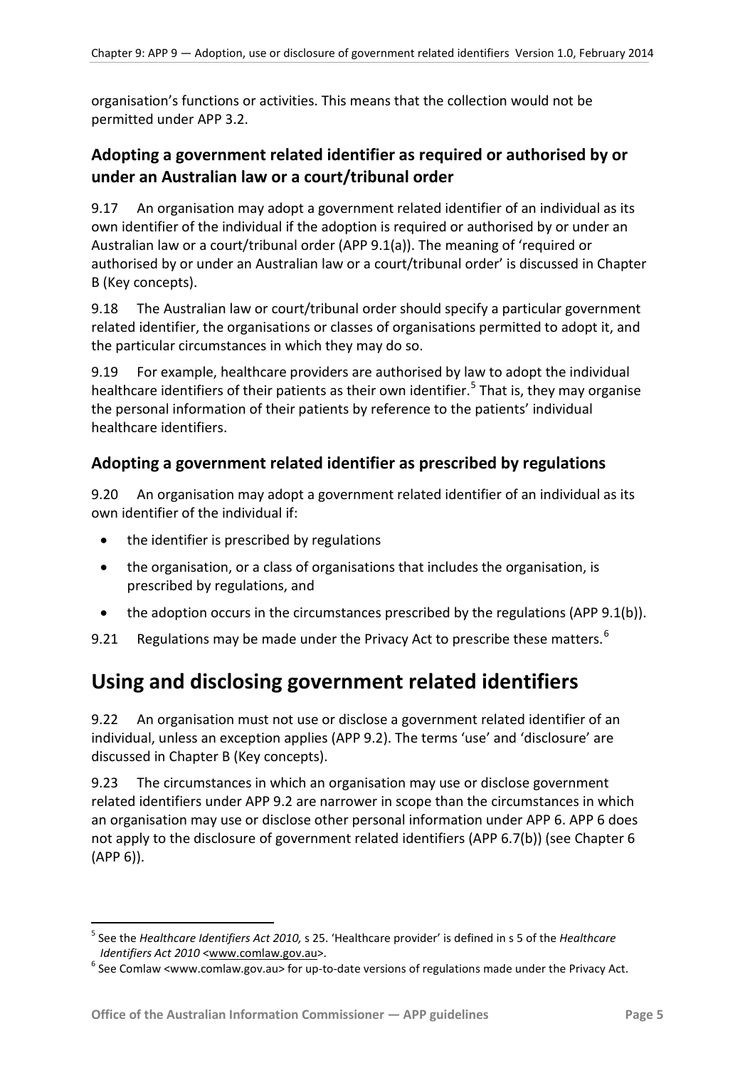organisation's functions or activities. This means that the collection would not be permitted under APP 3.2.

### Adopting a government related identifier as required or authorised by or under an Australian law or a court/tribunal order

9.17 An organisation may adopt a government related identifier of an individual as its own identifier of the individual if the adoption is required or authorised by or under an Australian law or a court/tribunal order (APP 9.1(a)). The meaning of 'required or authorised by or under an Australian law or a court/tribunal order' is discussed in Chapter B (Key concepts).

9.18 The Australian law or court/tribunal order should specify a particular government related identifier, the organisations or classes of organisations permitted to adopt it, and the particular circumstances in which they may do so.

9.19 For example, healthcare providers are authorised by law to adopt the individual healthcare identifiers of their patients as their own identifier.[5] That is, they may organise the personal information of their patients by reference to the patients' individual healthcare identifiers.

### Adopting a government related identifier as prescribed by regulations

9.20 An organisation may adopt a government related identifier of an individual as its own identifier of the individual if:

- the identifier is prescribed by regulations
- the organisation, or a class of organisations that includes the organisation, is prescribed by regulations, and
- the adoption occurs in the circumstances prescribed by the regulations (APP 9.1(b)).

9.21 Regulations may be made under the Privacy Act to prescribe these matters.[6]

## Using and disclosing government related identifiers

9.22 An organisation must not use or disclose a government related identifier of an individual, unless an exception applies (APP 9.2). The terms 'use' and 'disclosure' are discussed in Chapter B (Key concepts).

9.23 The circumstances in which an organisation may use or disclose government related identifiers under APP 9.2 are narrower in scope than the circumstances in which an organisation may use or disclose other personal information under APP 6. APP 6 does not apply to the disclosure of government related identifiers (APP 6.7(b)) (see Chapter 6 (APP 6)).

---

[5] See the *Healthcare Identifiers Act 2010,* s 25. 'Healthcare provider' is defined in s 5 of the *Healthcare Identifiers Act 2010* <www.comlaw.gov.au>.

[6] See Comlaw <www.comlaw.gov.au> for up-to-date versions of regulations made under the Privacy Act.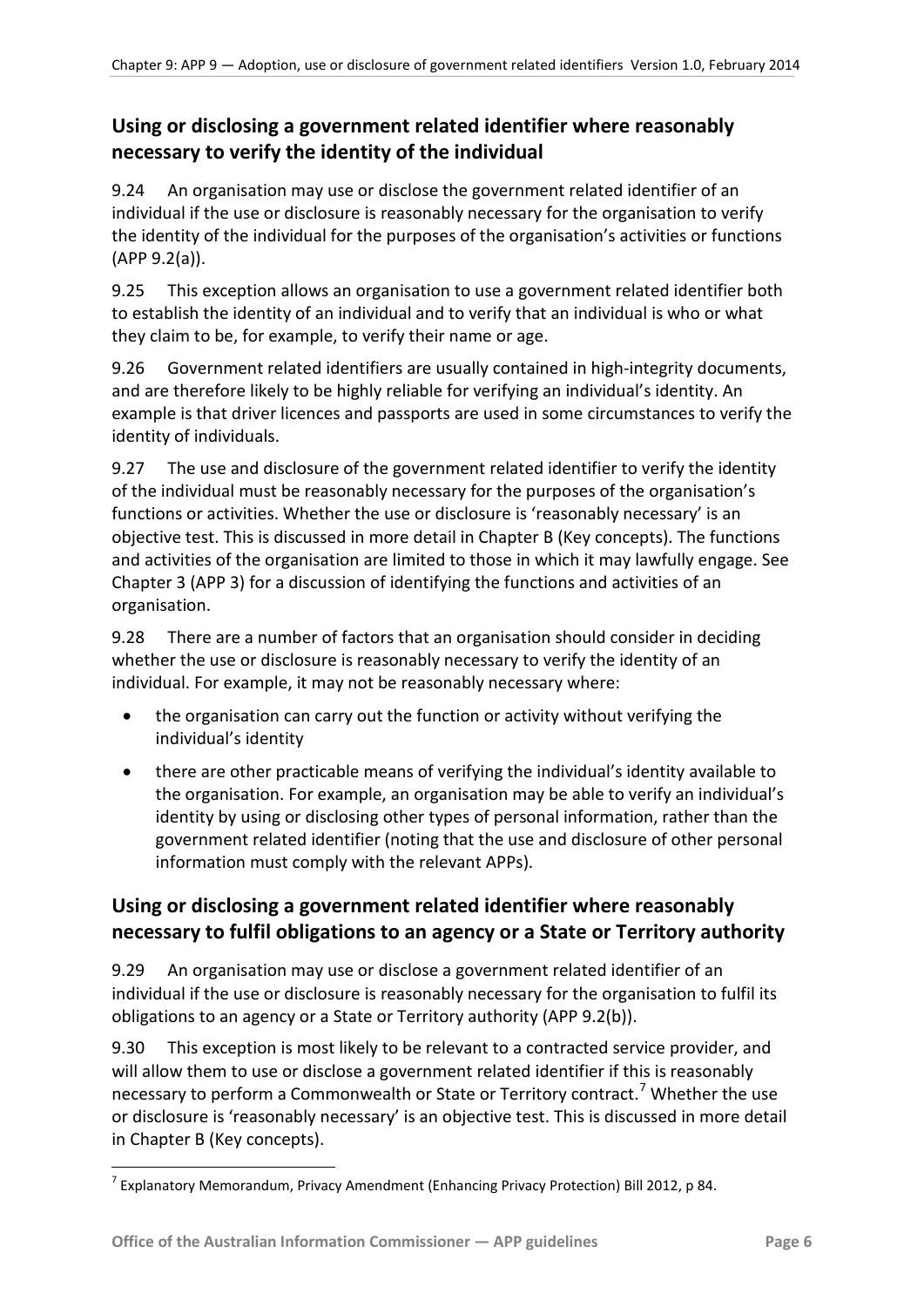## Using or disclosing a government related identifier where reasonably necessary to verify the identity of the individual

9.24 An organisation may use or disclose the government related identifier of an individual if the use or disclosure is reasonably necessary for the organisation to verify the identity of the individual for the purposes of the organisation's activities or functions (APP 9.2(a)).

9.25 This exception allows an organisation to use a government related identifier both to establish the identity of an individual and to verify that an individual is who or what they claim to be, for example, to verify their name or age.

9.26 Government related identifiers are usually contained in high-integrity documents, and are therefore likely to be highly reliable for verifying an individual's identity. An example is that driver licences and passports are used in some circumstances to verify the identity of individuals.

9.27 The use and disclosure of the government related identifier to verify the identity of the individual must be reasonably necessary for the purposes of the organisation's functions or activities. Whether the use or disclosure is 'reasonably necessary' is an objective test. This is discussed in more detail in Chapter B (Key concepts). The functions and activities of the organisation are limited to those in which it may lawfully engage. See Chapter 3 (APP 3) for a discussion of identifying the functions and activities of an organisation.

9.28 There are a number of factors that an organisation should consider in deciding whether the use or disclosure is reasonably necessary to verify the identity of an individual. For example, it may not be reasonably necessary where:

- the organisation can carry out the function or activity without verifying the individual's identity
- there are other practicable means of verifying the individual's identity available to the organisation. For example, an organisation may be able to verify an individual's identity by using or disclosing other types of personal information, rather than the government related identifier (noting that the use and disclosure of other personal information must comply with the relevant APPs).

## Using or disclosing a government related identifier where reasonably necessary to fulfil obligations to an agency or a State or Territory authority

9.29 An organisation may use or disclose a government related identifier of an individual if the use or disclosure is reasonably necessary for the organisation to fulfil its obligations to an agency or a State or Territory authority (APP 9.2(b)).

9.30 This exception is most likely to be relevant to a contracted service provider, and will allow them to use or disclose a government related identifier if this is reasonably necessary to perform a Commonwealth or State or Territory contract.[7] Whether the use or disclosure is 'reasonably necessary' is an objective test. This is discussed in more detail in Chapter B (Key concepts).

[7] Explanatory Memorandum, Privacy Amendment (Enhancing Privacy Protection) Bill 2012, p 84.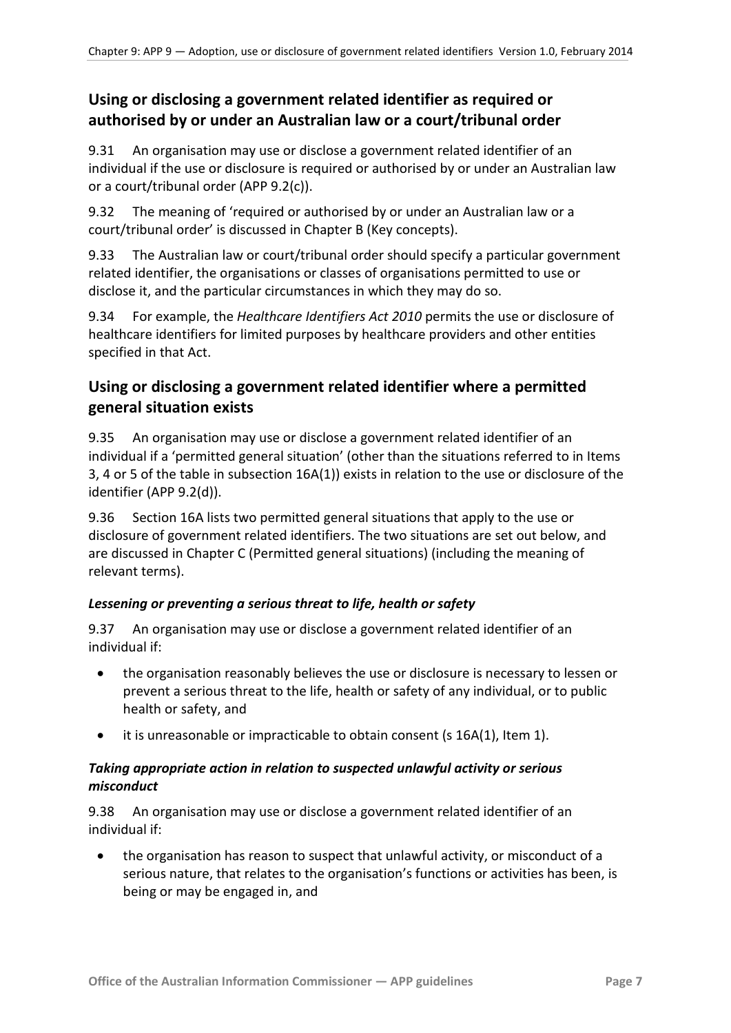## Using or disclosing a government related identifier as required or authorised by or under an Australian law or a court/tribunal order

9.31 An organisation may use or disclose a government related identifier of an individual if the use or disclosure is required or authorised by or under an Australian law or a court/tribunal order (APP 9.2(c)).

9.32 The meaning of 'required or authorised by or under an Australian law or a court/tribunal order' is discussed in Chapter B (Key concepts).

9.33 The Australian law or court/tribunal order should specify a particular government related identifier, the organisations or classes of organisations permitted to use or disclose it, and the particular circumstances in which they may do so.

9.34 For example, the *Healthcare Identifiers Act 2010* permits the use or disclosure of healthcare identifiers for limited purposes by healthcare providers and other entities specified in that Act.

## Using or disclosing a government related identifier where a permitted general situation exists

9.35 An organisation may use or disclose a government related identifier of an individual if a 'permitted general situation' (other than the situations referred to in Items 3, 4 or 5 of the table in subsection 16A(1)) exists in relation to the use or disclosure of the identifier (APP 9.2(d)).

9.36 Section 16A lists two permitted general situations that apply to the use or disclosure of government related identifiers. The two situations are set out below, and are discussed in Chapter C (Permitted general situations) (including the meaning of relevant terms).

### *Lessening or preventing a serious threat to life, health or safety*

9.37 An organisation may use or disclose a government related identifier of an individual if:

- the organisation reasonably believes the use or disclosure is necessary to lessen or prevent a serious threat to the life, health or safety of any individual, or to public health or safety, and
- it is unreasonable or impracticable to obtain consent (s 16A(1), Item 1).

### *Taking appropriate action in relation to suspected unlawful activity or serious misconduct*

9.38 An organisation may use or disclose a government related identifier of an individual if:

- the organisation has reason to suspect that unlawful activity, or misconduct of a serious nature, that relates to the organisation's functions or activities has been, is being or may be engaged in, and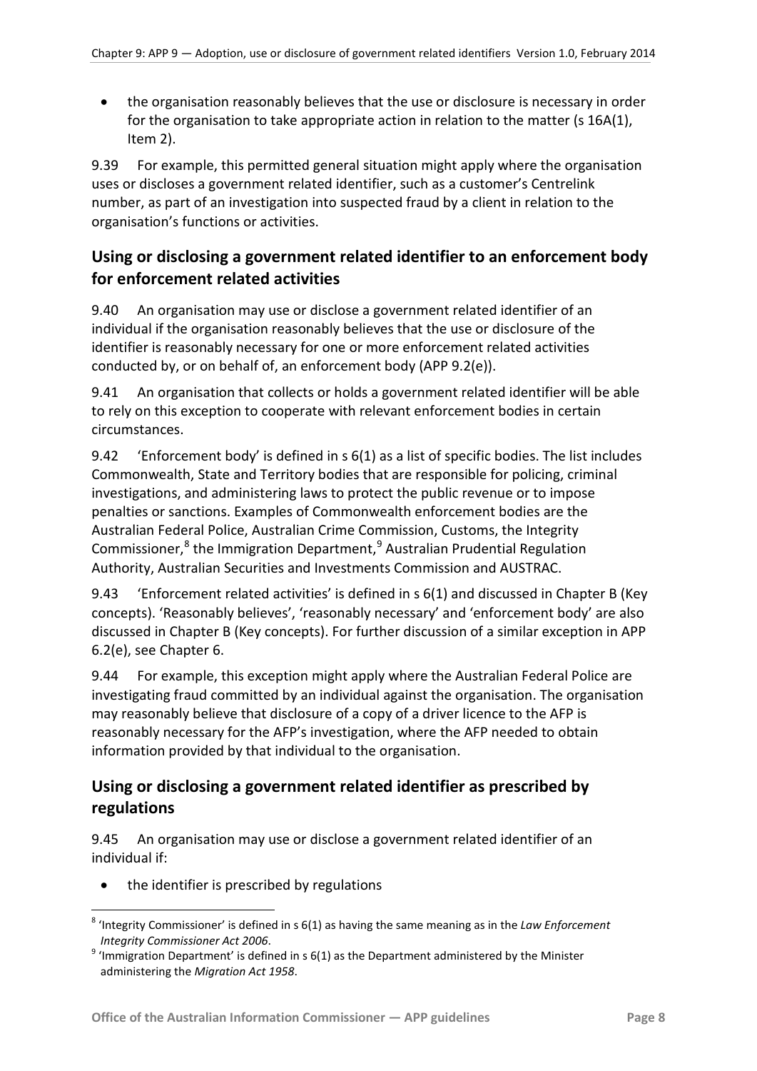- the organisation reasonably believes that the use or disclosure is necessary in order for the organisation to take appropriate action in relation to the matter (s 16A(1), Item 2).

9.39 For example, this permitted general situation might apply where the organisation uses or discloses a government related identifier, such as a customer's Centrelink number, as part of an investigation into suspected fraud by a client in relation to the organisation's functions or activities.

## Using or disclosing a government related identifier to an enforcement body for enforcement related activities

9.40 An organisation may use or disclose a government related identifier of an individual if the organisation reasonably believes that the use or disclosure of the identifier is reasonably necessary for one or more enforcement related activities conducted by, or on behalf of, an enforcement body (APP 9.2(e)).

9.41 An organisation that collects or holds a government related identifier will be able to rely on this exception to cooperate with relevant enforcement bodies in certain circumstances.

9.42 'Enforcement body' is defined in s 6(1) as a list of specific bodies. The list includes Commonwealth, State and Territory bodies that are responsible for policing, criminal investigations, and administering laws to protect the public revenue or to impose penalties or sanctions. Examples of Commonwealth enforcement bodies are the Australian Federal Police, Australian Crime Commission, Customs, the Integrity Commissioner,[8] the Immigration Department,[9] Australian Prudential Regulation Authority, Australian Securities and Investments Commission and AUSTRAC.

9.43 'Enforcement related activities' is defined in s 6(1) and discussed in Chapter B (Key concepts). 'Reasonably believes', 'reasonably necessary' and 'enforcement body' are also discussed in Chapter B (Key concepts). For further discussion of a similar exception in APP 6.2(e), see Chapter 6.

9.44 For example, this exception might apply where the Australian Federal Police are investigating fraud committed by an individual against the organisation. The organisation may reasonably believe that disclosure of a copy of a driver licence to the AFP is reasonably necessary for the AFP's investigation, where the AFP needed to obtain information provided by that individual to the organisation.

## Using or disclosing a government related identifier as prescribed by regulations

9.45 An organisation may use or disclose a government related identifier of an individual if:

- the identifier is prescribed by regulations

---

[8] 'Integrity Commissioner' is defined in s 6(1) as having the same meaning as in the *Law Enforcement Integrity Commissioner Act 2006*.

[9] 'Immigration Department' is defined in s 6(1) as the Department administered by the Minister administering the *Migration Act 1958*.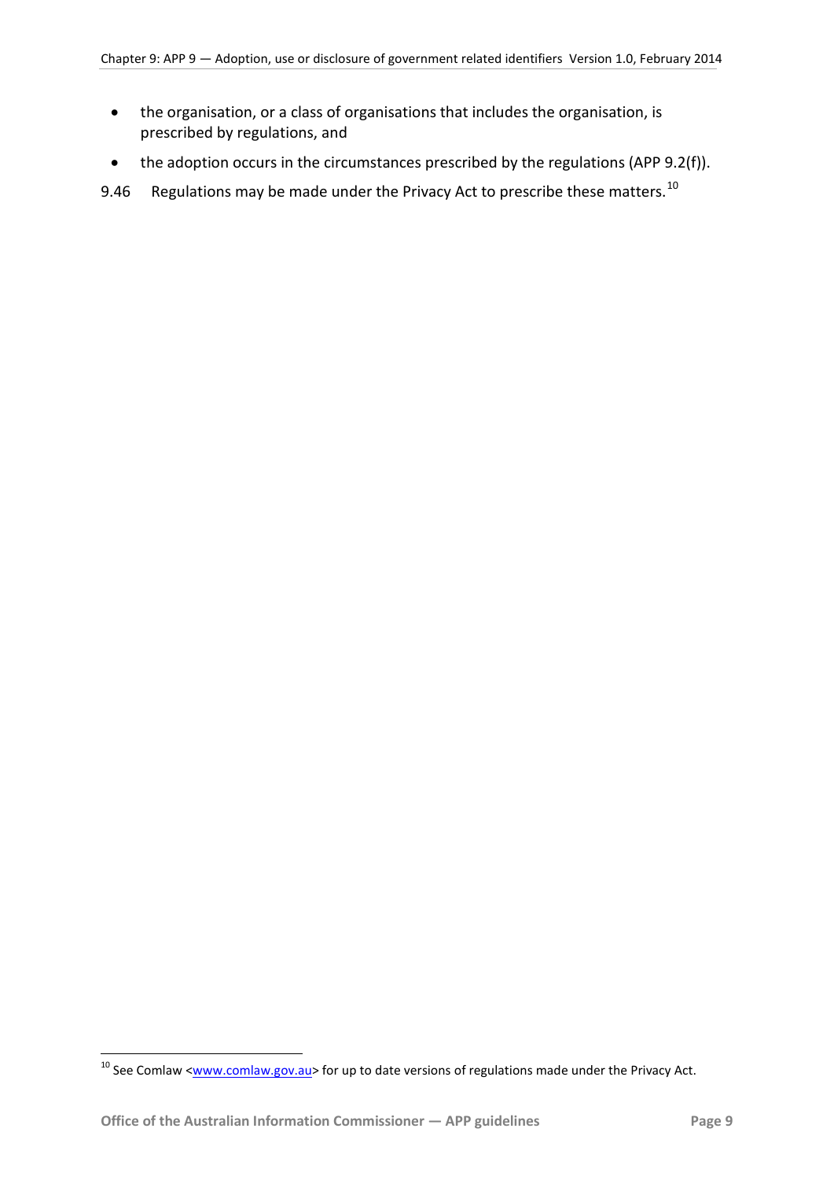- the organisation, or a class of organisations that includes the organisation, is prescribed by regulations, and
- the adoption occurs in the circumstances prescribed by the regulations (APP 9.2(f)).

9.46 Regulations may be made under the Privacy Act to prescribe these matters.[10]

---

[10] See Comlaw <www.comlaw.gov.au> for up to date versions of regulations made under the Privacy Act.